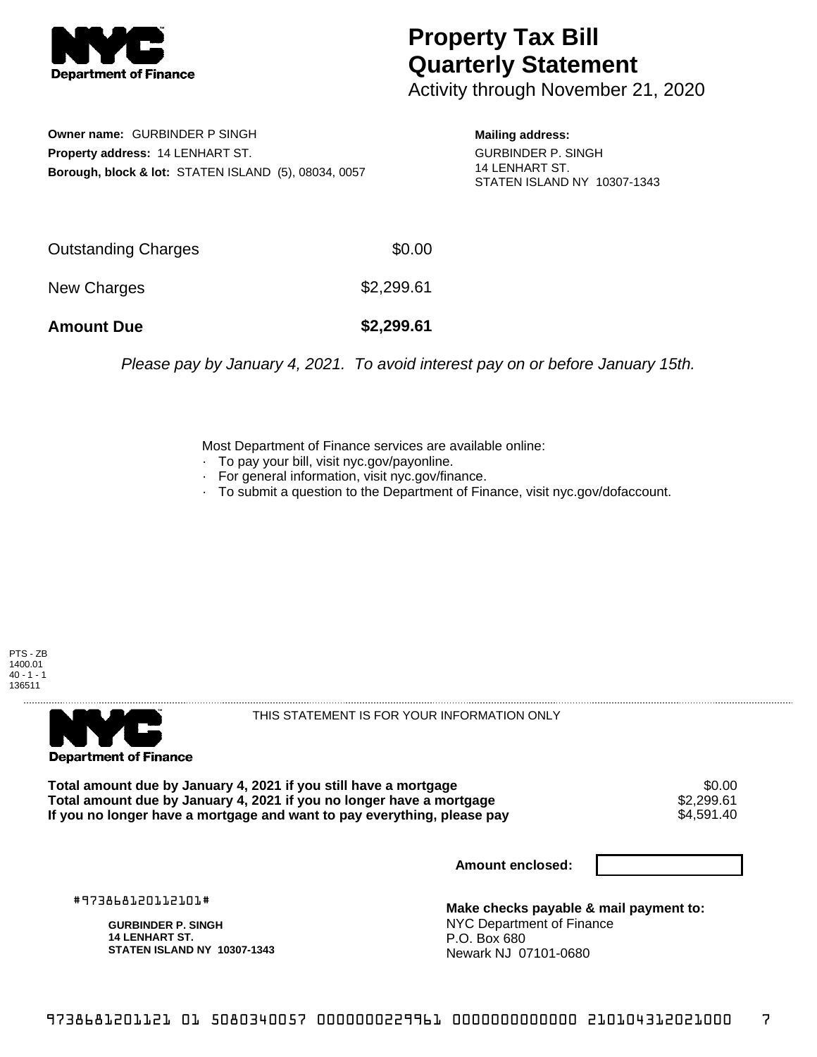# Property Tax Bill Quarterly Statement

Activity through November 21, 2020

**Owner name:** GURBINDER P SINGH
**Property address:** 14 LENHART ST.
**Borough, block & lot:** STATEN ISLAND (5), 08034, 0057

**Mailing address:**
GURBINDER P. SINGH
14 LENHART ST.
STATEN ISLAND NY 10307-1343

| | |
|---|---|
| Outstanding Charges | $0.00 |
| New Charges | $2,299.61 |
| **Amount Due** | **$2,299.61** |

*Please pay by January 4, 2021. To avoid interest pay on or before January 15th.*

Most Department of Finance services are available online:
- To pay your bill, visit nyc.gov/payonline.
- For general information, visit nyc.gov/finance.
- To submit a question to the Department of Finance, visit nyc.gov/dofaccount.

PTS - ZB
1400.01
40 - 1 - 1
136511

THIS STATEMENT IS FOR YOUR INFORMATION ONLY

| | |
|---|---|
| **Total amount due by January 4, 2021 if you still have a mortgage** | $0.00 |
| **Total amount due by January 4, 2021 if you no longer have a mortgage** | $2,299.61 |
| **If you no longer have a mortgage and want to pay everything, please pay** | $4,591.40 |

**Amount enclosed:**

#973868120112101#

**GURBINDER P. SINGH**
**14 LENHART ST.**
**STATEN ISLAND NY 10307-1343**

**Make checks payable & mail payment to:**
NYC Department of Finance
P.O. Box 680
Newark NJ 07101-0680

9738681201121 01 5080340057 0000000229961 0000000000000 210104312021000 7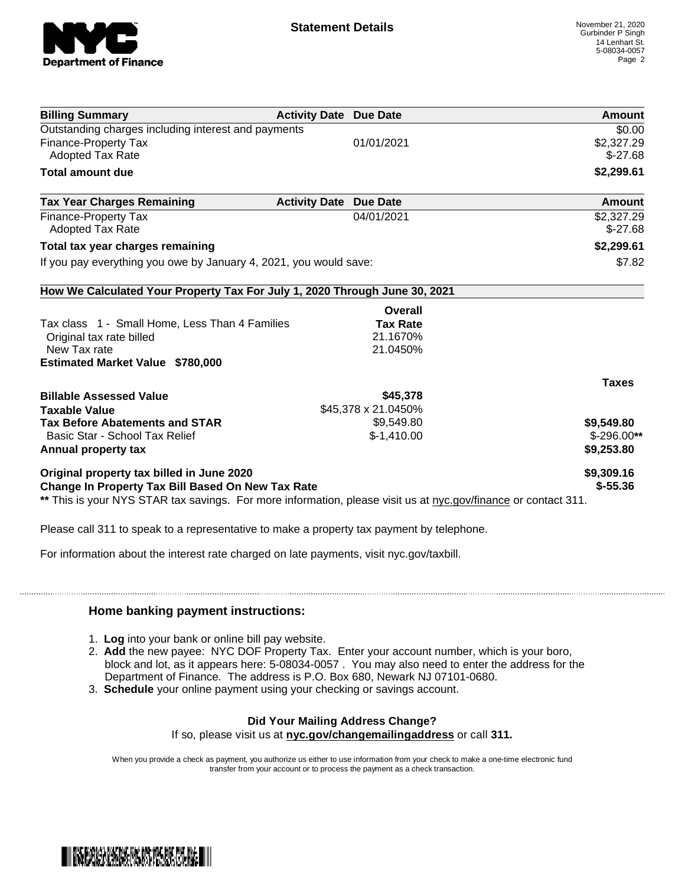# Statement Details

November 21, 2020
Gurbinder P Singh
14 Lenhart St.
5-08034-0057

| Billing Summary | Activity Date | Due Date | Amount |
| --- | --- | --- | --- |
| Outstanding charges including interest and payments | | | $0.00 |
| Finance-Property Tax | | 01/01/2021 | $2,327.29 |
| Adopted Tax Rate | | | $-27.68 |
| **Total amount due** | | | **$2,299.61** |

| Tax Year Charges Remaining | Activity Date | Due Date | Amount |
| --- | --- | --- | --- |
| Finance-Property Tax | | 04/01/2021 | $2,327.29 |
| Adopted Tax Rate | | | $-27.68 |
| **Total tax year charges remaining** | | | **$2,299.61** |
| If you pay everything you owe by January 4, 2021, you would save: | | | $7.82 |

## How We Calculated Your Property Tax For July 1, 2020 Through June 30, 2021

| | Overall Tax Rate | Taxes |
| --- | --- | --- |
| Tax class 1 - Small Home, Less Than 4 Families | | |
| Original tax rate billed | 21.1670% | |
| New Tax rate | 21.0450% | |
| **Estimated Market Value $780,000** | | |
| **Billable Assessed Value** | **$45,378** | |
| **Taxable Value** | $45,378 x 21.0450% | |
| **Tax Before Abatements and STAR** | $9,549.80 | **$9,549.80** |
| Basic Star - School Tax Relief | $-1,410.00 | $-296.00** |
| **Annual property tax** | | **$9,253.80** |
| **Original property tax billed in June 2020** | | **$9,309.16** |
| **Change In Property Tax Bill Based On New Tax Rate** | | **$-55.36** |

** This is your NYS STAR tax savings. For more information, please visit us at nyc.gov/finance or contact 311.

Please call 311 to speak to a representative to make a property tax payment by telephone.

For information about the interest rate charged on late payments, visit nyc.gov/taxbill.

### Home banking payment instructions:

1. **Log** into your bank or online bill pay website.
2. **Add** the new payee: NYC DOF Property Tax. Enter your account number, which is your boro, block and lot, as it appears here: 5-08034-0057 . You may also need to enter the address for the Department of Finance. The address is P.O. Box 680, Newark NJ 07101-0680.
3. **Schedule** your online payment using your checking or savings account.

**Did Your Mailing Address Change?**

If so, please visit us at **nyc.gov/changemailingaddress** or call **311.**

When you provide a check as payment, you authorize us either to use information from your check to make a one-time electronic fund transfer from your account or to process the payment as a check transaction.